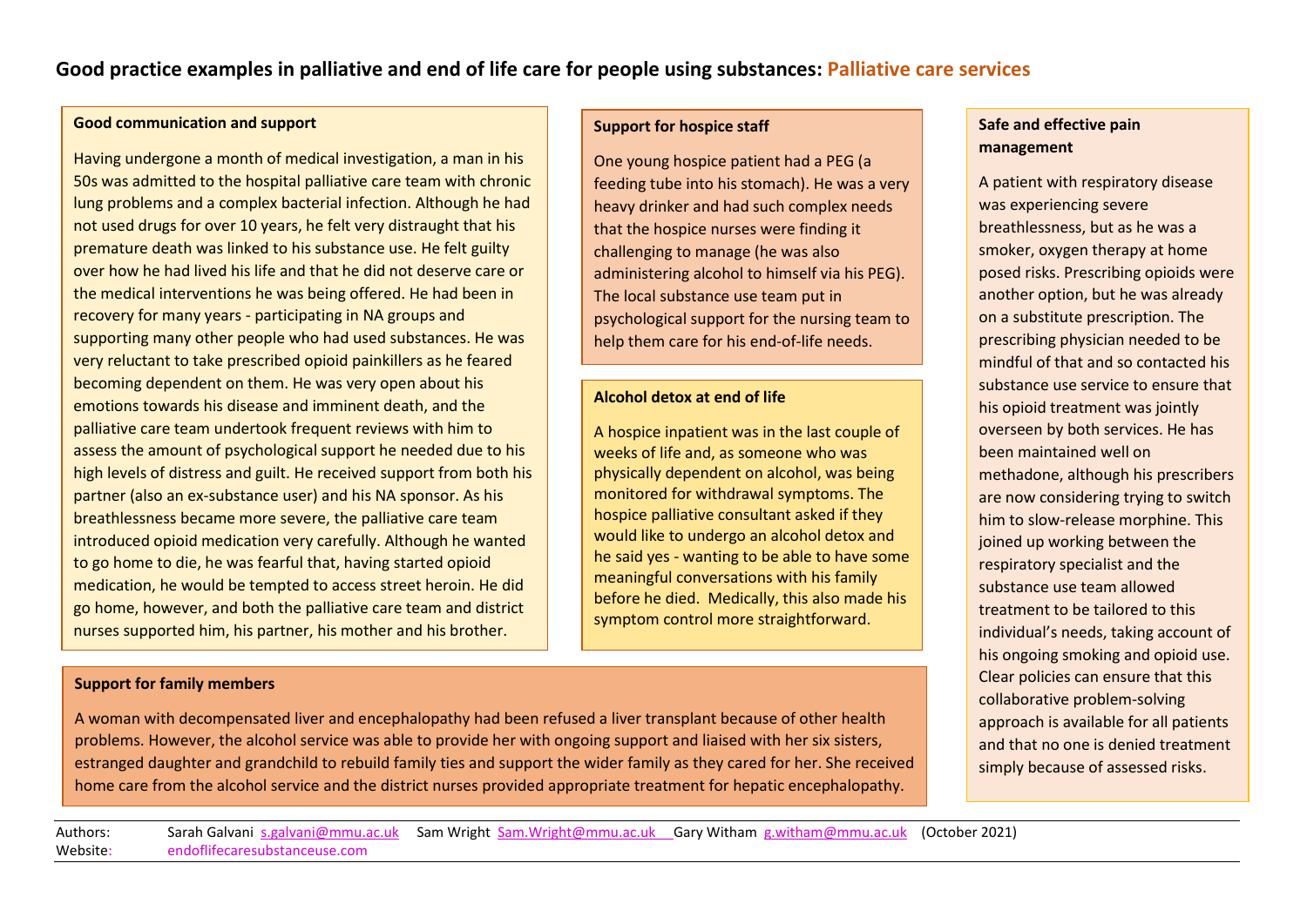# Good practice examples in palliative and end of life care for people using substances: Palliative care services

## Good communication and support

Having undergone a month of medical investigation, a man in his 50s was admitted to the hospital palliative care team with chronic lung problems and a complex bacterial infection. Although he had not used drugs for over 10 years, he felt very distraught that his premature death was linked to his substance use. He felt guilty over how he had lived his life and that he did not deserve care or the medical interventions he was being offered. He had been in recovery for many years - participating in NA groups and supporting many other people who had used substances. He was very reluctant to take prescribed opioid painkillers as he feared becoming dependent on them. He was very open about his emotions towards his disease and imminent death, and the palliative care team undertook frequent reviews with him to assess the amount of psychological support he needed due to his high levels of distress and guilt. He received support from both his partner (also an ex-substance user) and his NA sponsor. As his breathlessness became more severe, the palliative care team introduced opioid medication very carefully. Although he wanted to go home to die, he was fearful that, having started opioid medication, he would be tempted to access street heroin. He did go home, however, and both the palliative care team and district nurses supported him, his partner, his mother and his brother.

## Support for hospice staff

One young hospice patient had a PEG (a feeding tube into his stomach). He was a very heavy drinker and had such complex needs that the hospice nurses were finding it challenging to manage (he was also administering alcohol to himself via his PEG). The local substance use team put in psychological support for the nursing team to help them care for his end-of-life needs.

## Alcohol detox at end of life

A hospice inpatient was in the last couple of weeks of life and, as someone who was physically dependent on alcohol, was being monitored for withdrawal symptoms. The hospice palliative consultant asked if they would like to undergo an alcohol detox and he said yes - wanting to be able to have some meaningful conversations with his family before he died. Medically, this also made his symptom control more straightforward.

## Safe and effective pain management

A patient with respiratory disease was experiencing severe breathlessness, but as he was a smoker, oxygen therapy at home posed risks. Prescribing opioids were another option, but he was already on a substitute prescription. The prescribing physician needed to be mindful of that and so contacted his substance use service to ensure that his opioid treatment was jointly overseen by both services. He has been maintained well on methadone, although his prescribers are now considering trying to switch him to slow-release morphine. This joined up working between the respiratory specialist and the substance use team allowed treatment to be tailored to this individual's needs, taking account of his ongoing smoking and opioid use. Clear policies can ensure that this collaborative problem-solving approach is available for all patients and that no one is denied treatment simply because of assessed risks.

## Support for family members

A woman with decompensated liver and encephalopathy had been refused a liver transplant because of other health problems. However, the alcohol service was able to provide her with ongoing support and liaised with her six sisters, estranged daughter and grandchild to rebuild family ties and support the wider family as they cared for her. She received home care from the alcohol service and the district nurses provided appropriate treatment for hepatic encephalopathy.

---

Authors: Sarah Galvani s.galvani@mmu.ac.uk Sam Wright Sam.Wright@mmu.ac.uk Gary Witham g.witham@mmu.ac.uk (October 2021)
Website: endoflifecaresubstanceuse.com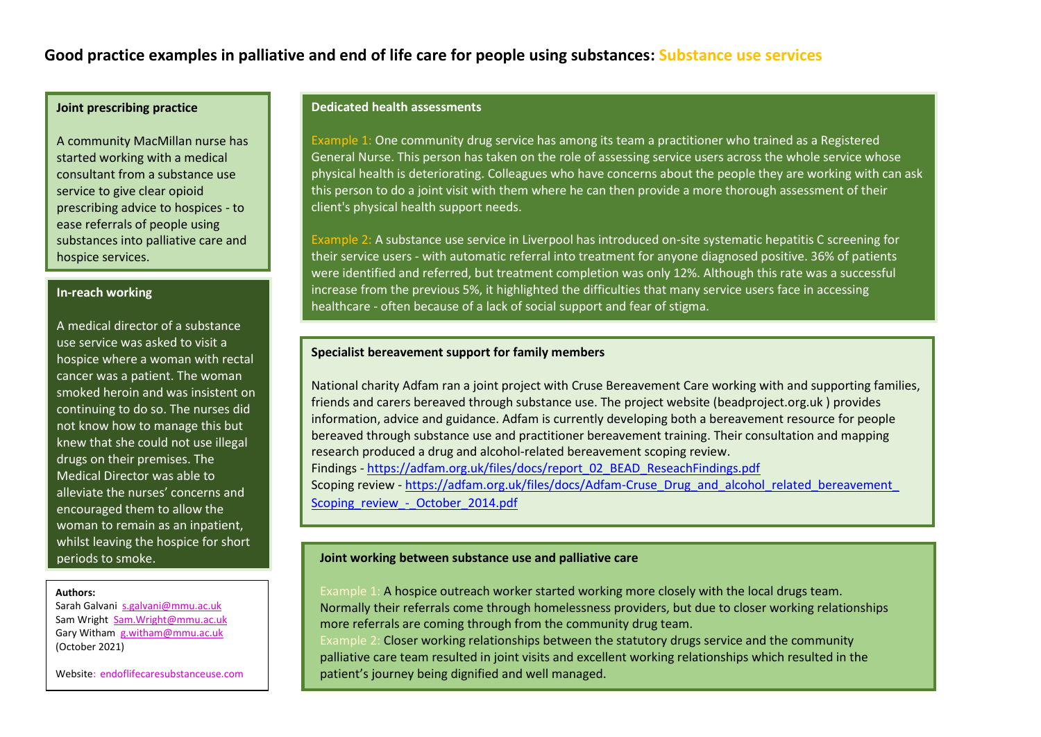# Good practice examples in palliative and end of life care for people using substances: Substance use services

### Joint prescribing practice

A community MacMillan nurse has started working with a medical consultant from a substance use service to give clear opioid prescribing advice to hospices - to ease referrals of people using substances into palliative care and hospice services.

### In-reach working

A medical director of a substance use service was asked to visit a hospice where a woman with rectal cancer was a patient. The woman smoked heroin and was insistent on continuing to do so. The nurses did not know how to manage this but knew that she could not use illegal drugs on their premises. The Medical Director was able to alleviate the nurses' concerns and encouraged them to allow the woman to remain as an inpatient, whilst leaving the hospice for short periods to smoke.

**Authors:**
Sarah Galvani s.galvani@mmu.ac.uk
Sam Wright Sam.Wright@mmu.ac.uk
Gary Witham g.witham@mmu.ac.uk
(October 2021)

Website: endoflifecaresubstanceuse.com

### Dedicated health assessments

Example 1: One community drug service has among its team a practitioner who trained as a Registered General Nurse. This person has taken on the role of assessing service users across the whole service whose physical health is deteriorating. Colleagues who have concerns about the people they are working with can ask this person to do a joint visit with them where he can then provide a more thorough assessment of their client's physical health support needs.

Example 2: A substance use service in Liverpool has introduced on-site systematic hepatitis C screening for their service users - with automatic referral into treatment for anyone diagnosed positive. 36% of patients were identified and referred, but treatment completion was only 12%. Although this rate was a successful increase from the previous 5%, it highlighted the difficulties that many service users face in accessing healthcare - often because of a lack of social support and fear of stigma.

### Specialist bereavement support for family members

National charity Adfam ran a joint project with Cruse Bereavement Care working with and supporting families, friends and carers bereaved through substance use. The project website (beadproject.org.uk ) provides information, advice and guidance. Adfam is currently developing both a bereavement resource for people bereaved through substance use and practitioner bereavement training. Their consultation and mapping research produced a drug and alcohol-related bereavement scoping review.
Findings - https://adfam.org.uk/files/docs/report_02_BEAD_ReseachFindings.pdf
Scoping review - https://adfam.org.uk/files/docs/Adfam-Cruse_Drug_and_alcohol_related_bereavement_Scoping_review_-_October_2014.pdf

### Joint working between substance use and palliative care

Example 1: A hospice outreach worker started working more closely with the local drugs team. Normally their referrals come through homelessness providers, but due to closer working relationships more referrals are coming through from the community drug team.
Example 2: Closer working relationships between the statutory drugs service and the community palliative care team resulted in joint visits and excellent working relationships which resulted in the patient's journey being dignified and well managed.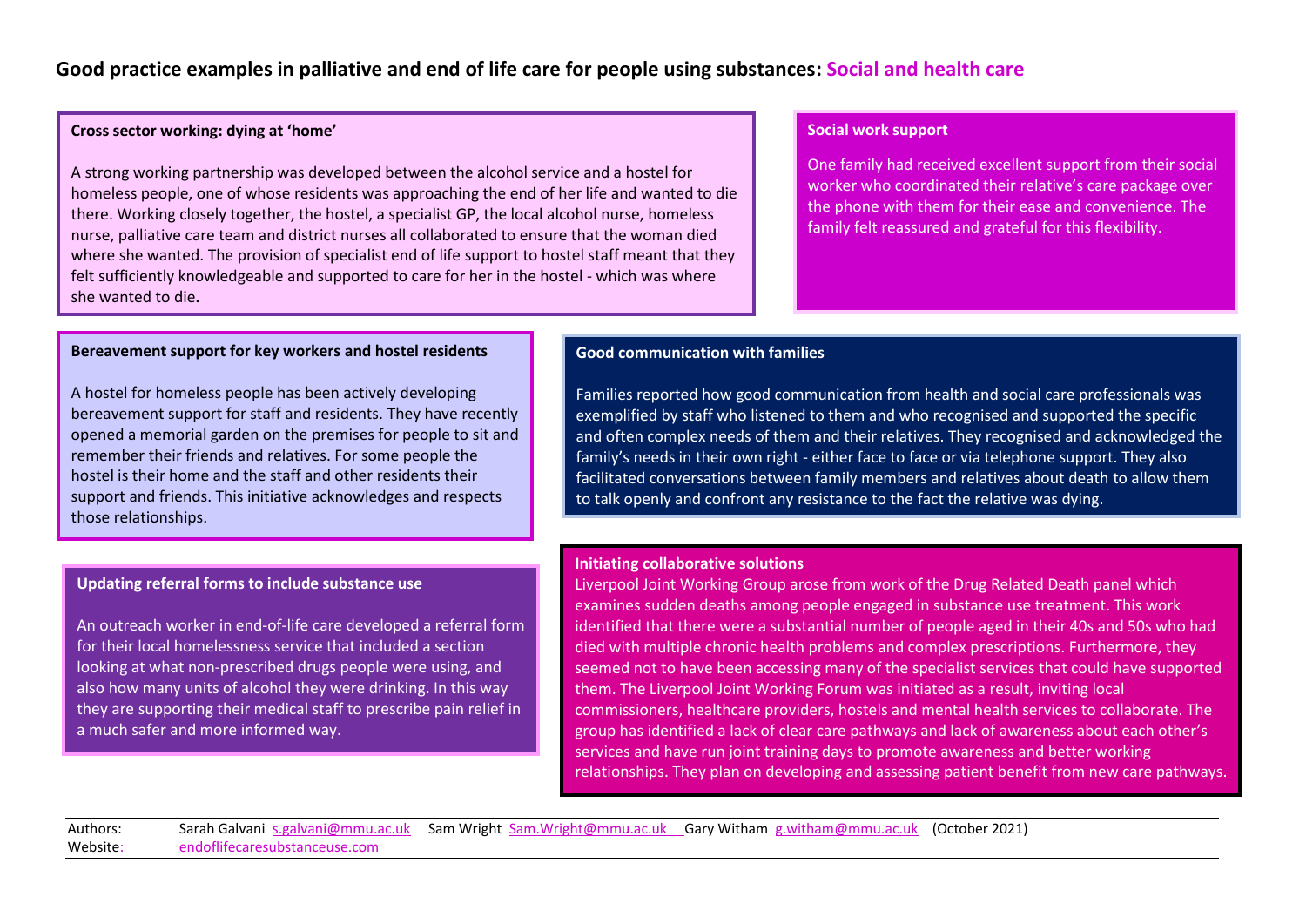# Good practice examples in palliative and end of life care for people using substances: Social and health care

### Cross sector working: dying at 'home'

A strong working partnership was developed between the alcohol service and a hostel for homeless people, one of whose residents was approaching the end of her life and wanted to die there. Working closely together, the hostel, a specialist GP, the local alcohol nurse, homeless nurse, palliative care team and district nurses all collaborated to ensure that the woman died where she wanted. The provision of specialist end of life support to hostel staff meant that they felt sufficiently knowledgeable and supported to care for her in the hostel - which was where she wanted to die**.**

### Social work support

One family had received excellent support from their social worker who coordinated their relative's care package over the phone with them for their ease and convenience. The family felt reassured and grateful for this flexibility.

### Bereavement support for key workers and hostel residents

A hostel for homeless people has been actively developing bereavement support for staff and residents. They have recently opened a memorial garden on the premises for people to sit and remember their friends and relatives. For some people the hostel is their home and the staff and other residents their support and friends. This initiative acknowledges and respects those relationships.

### Good communication with families

Families reported how good communication from health and social care professionals was exemplified by staff who listened to them and who recognised and supported the specific and often complex needs of them and their relatives. They recognised and acknowledged the family's needs in their own right - either face to face or via telephone support. They also facilitated conversations between family members and relatives about death to allow them to talk openly and confront any resistance to the fact the relative was dying.

### Updating referral forms to include substance use

An outreach worker in end-of-life care developed a referral form for their local homelessness service that included a section looking at what non-prescribed drugs people were using, and also how many units of alcohol they were drinking. In this way they are supporting their medical staff to prescribe pain relief in a much safer and more informed way.

### Initiating collaborative solutions

Liverpool Joint Working Group arose from work of the Drug Related Death panel which examines sudden deaths among people engaged in substance use treatment. This work identified that there were a substantial number of people aged in their 40s and 50s who had died with multiple chronic health problems and complex prescriptions. Furthermore, they seemed not to have been accessing many of the specialist services that could have supported them. The Liverpool Joint Working Forum was initiated as a result, inviting local commissioners, healthcare providers, hostels and mental health services to collaborate. The group has identified a lack of clear care pathways and lack of awareness about each other's services and have run joint training days to promote awareness and better working relationships. They plan on developing and assessing patient benefit from new care pathways.

Authors: Sarah Galvani s.galvani@mmu.ac.uk Sam Wright Sam.Wright@mmu.ac.uk Gary Witham g.witham@mmu.ac.uk (October 2021)
Website: endoflifecaresubstanceuse.com